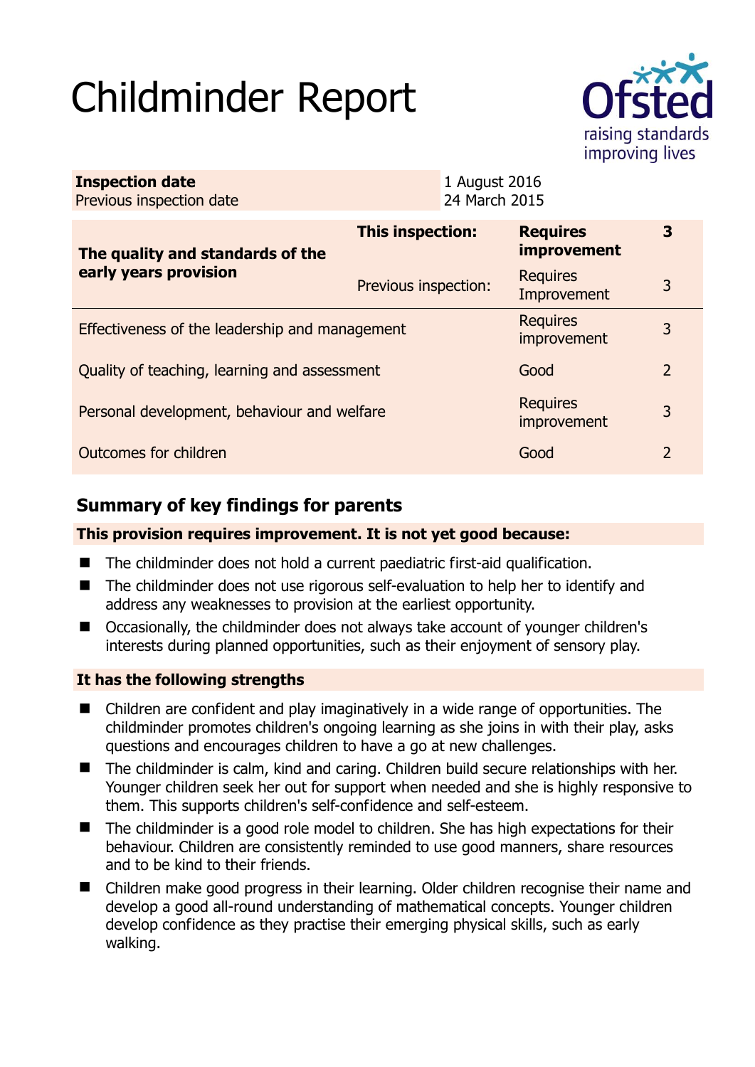# Childminder Report

| **Inspection date** | 1 August 2016 |
|---|---|
| Previous inspection date | 24 March 2015 |

| **The quality and standards of the early years provision** | **This inspection:** | **Requires improvement** | **3** |
|---|---|---|---|
| | Previous inspection: | Requires Improvement | 3 |
| Effectiveness of the leadership and management | | Requires improvement | 3 |
| Quality of teaching, learning and assessment | | Good | 2 |
| Personal development, behaviour and welfare | | Requires improvement | 3 |
| Outcomes for children | | Good | 2 |

## Summary of key findings for parents

**This provision requires improvement. It is not yet good because:**

- The childminder does not hold a current paediatric first-aid qualification.
- The childminder does not use rigorous self-evaluation to help her to identify and address any weaknesses to provision at the earliest opportunity.
- Occasionally, the childminder does not always take account of younger children's interests during planned opportunities, such as their enjoyment of sensory play.

**It has the following strengths**

- Children are confident and play imaginatively in a wide range of opportunities. The childminder promotes children's ongoing learning as she joins in with their play, asks questions and encourages children to have a go at new challenges.
- The childminder is calm, kind and caring. Children build secure relationships with her. Younger children seek her out for support when needed and she is highly responsive to them. This supports children's self-confidence and self-esteem.
- The childminder is a good role model to children. She has high expectations for their behaviour. Children are consistently reminded to use good manners, share resources and to be kind to their friends.
- Children make good progress in their learning. Older children recognise their name and develop a good all-round understanding of mathematical concepts. Younger children develop confidence as they practise their emerging physical skills, such as early walking.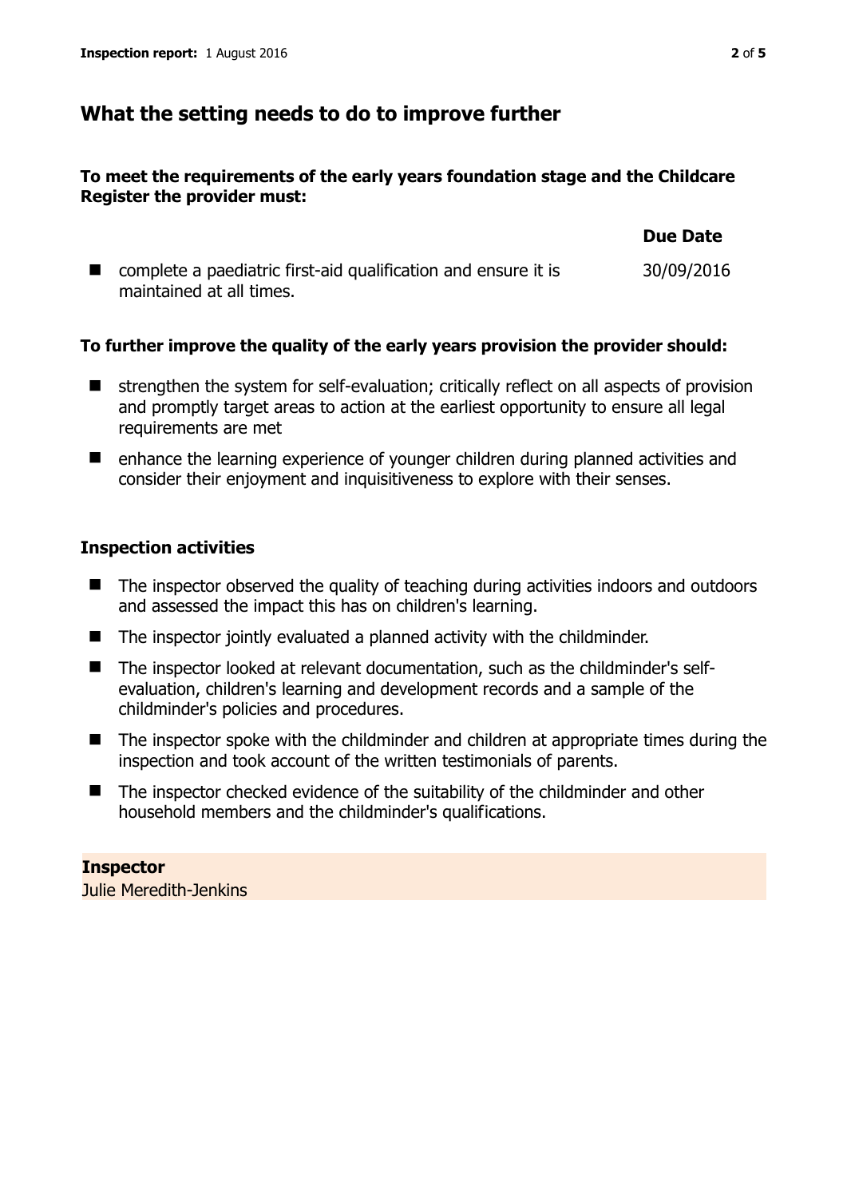## What the setting needs to do to improve further

**To meet the requirements of the early years foundation stage and the Childcare Register the provider must:**

| | Due Date |
|---|---|
| complete a paediatric first-aid qualification and ensure it is maintained at all times. | 30/09/2016 |

**To further improve the quality of the early years provision the provider should:**

- strengthen the system for self-evaluation; critically reflect on all aspects of provision and promptly target areas to action at the earliest opportunity to ensure all legal requirements are met
- enhance the learning experience of younger children during planned activities and consider their enjoyment and inquisitiveness to explore with their senses.

### Inspection activities

- The inspector observed the quality of teaching during activities indoors and outdoors and assessed the impact this has on children's learning.
- The inspector jointly evaluated a planned activity with the childminder.
- The inspector looked at relevant documentation, such as the childminder's self-evaluation, children's learning and development records and a sample of the childminder's policies and procedures.
- The inspector spoke with the childminder and children at appropriate times during the inspection and took account of the written testimonials of parents.
- The inspector checked evidence of the suitability of the childminder and other household members and the childminder's qualifications.

**Inspector**
Julie Meredith-Jenkins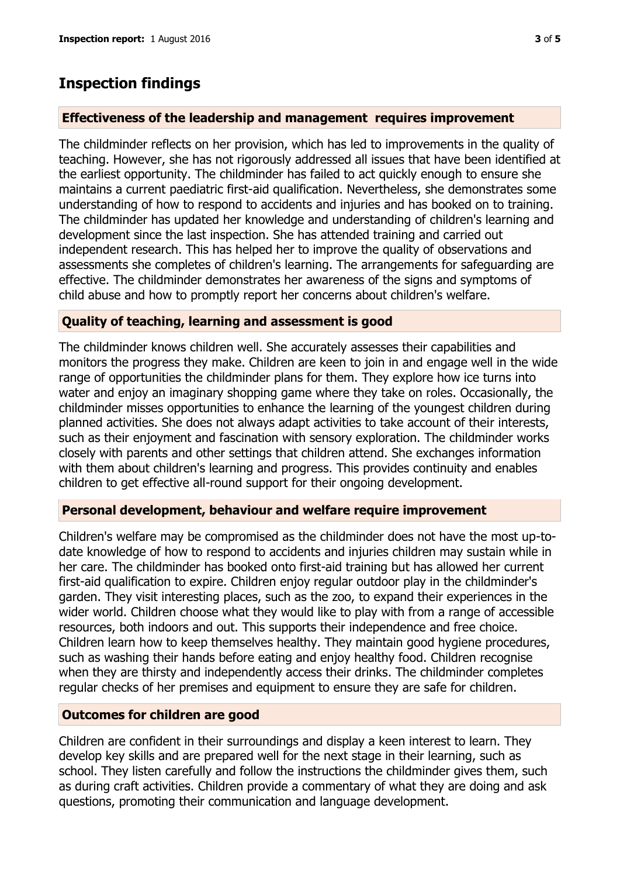## Inspection findings

### Effectiveness of the leadership and management requires improvement

The childminder reflects on her provision, which has led to improvements in the quality of teaching. However, she has not rigorously addressed all issues that have been identified at the earliest opportunity. The childminder has failed to act quickly enough to ensure she maintains a current paediatric first-aid qualification. Nevertheless, she demonstrates some understanding of how to respond to accidents and injuries and has booked on to training. The childminder has updated her knowledge and understanding of children's learning and development since the last inspection. She has attended training and carried out independent research. This has helped her to improve the quality of observations and assessments she completes of children's learning. The arrangements for safeguarding are effective. The childminder demonstrates her awareness of the signs and symptoms of child abuse and how to promptly report her concerns about children's welfare.

### Quality of teaching, learning and assessment is good

The childminder knows children well. She accurately assesses their capabilities and monitors the progress they make. Children are keen to join in and engage well in the wide range of opportunities the childminder plans for them. They explore how ice turns into water and enjoy an imaginary shopping game where they take on roles. Occasionally, the childminder misses opportunities to enhance the learning of the youngest children during planned activities. She does not always adapt activities to take account of their interests, such as their enjoyment and fascination with sensory exploration. The childminder works closely with parents and other settings that children attend. She exchanges information with them about children's learning and progress. This provides continuity and enables children to get effective all-round support for their ongoing development.

### Personal development, behaviour and welfare require improvement

Children's welfare may be compromised as the childminder does not have the most up-to-date knowledge of how to respond to accidents and injuries children may sustain while in her care. The childminder has booked onto first-aid training but has allowed her current first-aid qualification to expire. Children enjoy regular outdoor play in the childminder's garden. They visit interesting places, such as the zoo, to expand their experiences in the wider world. Children choose what they would like to play with from a range of accessible resources, both indoors and out. This supports their independence and free choice. Children learn how to keep themselves healthy. They maintain good hygiene procedures, such as washing their hands before eating and enjoy healthy food. Children recognise when they are thirsty and independently access their drinks. The childminder completes regular checks of her premises and equipment to ensure they are safe for children.

### Outcomes for children are good

Children are confident in their surroundings and display a keen interest to learn. They develop key skills and are prepared well for the next stage in their learning, such as school. They listen carefully and follow the instructions the childminder gives them, such as during craft activities. Children provide a commentary of what they are doing and ask questions, promoting their communication and language development.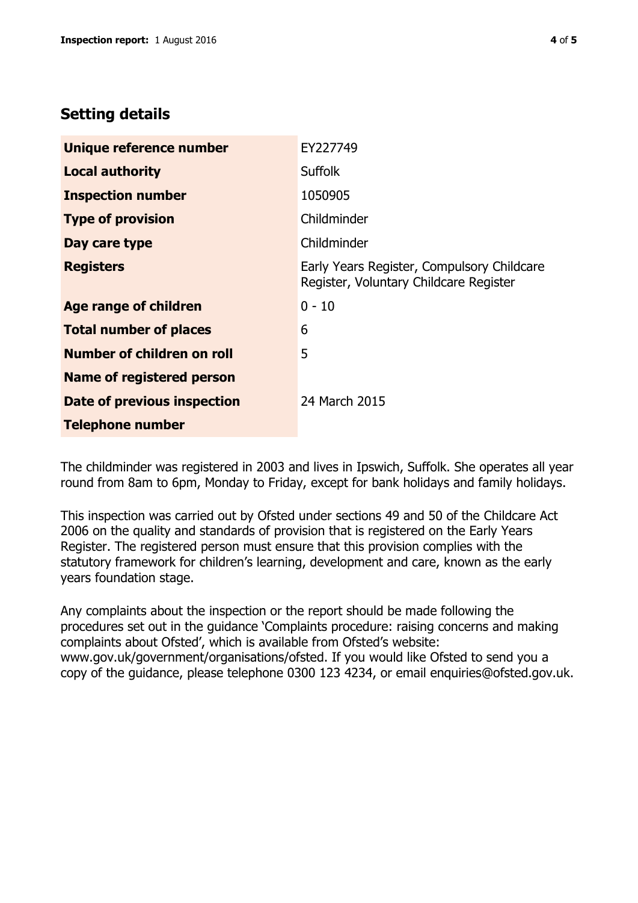## Setting details

| | |
|---|---|
| **Unique reference number** | EY227749 |
| **Local authority** | Suffolk |
| **Inspection number** | 1050905 |
| **Type of provision** | Childminder |
| **Day care type** | Childminder |
| **Registers** | Early Years Register, Compulsory Childcare Register, Voluntary Childcare Register |
| **Age range of children** | 0 - 10 |
| **Total number of places** | 6 |
| **Number of children on roll** | 5 |
| **Name of registered person** | |
| **Date of previous inspection** | 24 March 2015 |
| **Telephone number** | |

The childminder was registered in 2003 and lives in Ipswich, Suffolk. She operates all year round from 8am to 6pm, Monday to Friday, except for bank holidays and family holidays.

This inspection was carried out by Ofsted under sections 49 and 50 of the Childcare Act 2006 on the quality and standards of provision that is registered on the Early Years Register. The registered person must ensure that this provision complies with the statutory framework for children's learning, development and care, known as the early years foundation stage.

Any complaints about the inspection or the report should be made following the procedures set out in the guidance 'Complaints procedure: raising concerns and making complaints about Ofsted', which is available from Ofsted's website: www.gov.uk/government/organisations/ofsted. If you would like Ofsted to send you a copy of the guidance, please telephone 0300 123 4234, or email enquiries@ofsted.gov.uk.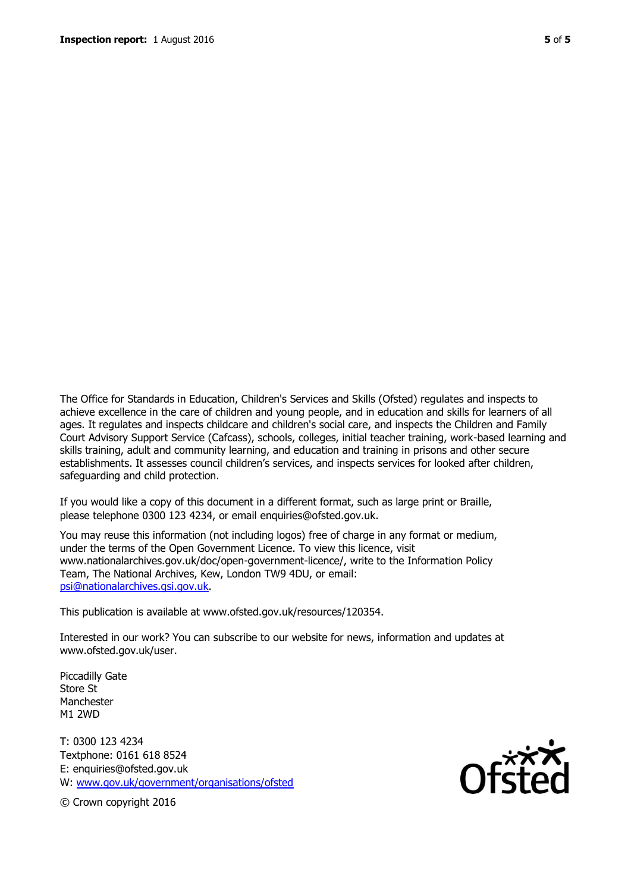The Office for Standards in Education, Children's Services and Skills (Ofsted) regulates and inspects to achieve excellence in the care of children and young people, and in education and skills for learners of all ages. It regulates and inspects childcare and children's social care, and inspects the Children and Family Court Advisory Support Service (Cafcass), schools, colleges, initial teacher training, work-based learning and skills training, adult and community learning, and education and training in prisons and other secure establishments. It assesses council children's services, and inspects services for looked after children, safeguarding and child protection.

If you would like a copy of this document in a different format, such as large print or Braille, please telephone 0300 123 4234, or email enquiries@ofsted.gov.uk.

You may reuse this information (not including logos) free of charge in any format or medium, under the terms of the Open Government Licence. To view this licence, visit www.nationalarchives.gov.uk/doc/open-government-licence/, write to the Information Policy Team, The National Archives, Kew, London TW9 4DU, or email: psi@nationalarchives.gsi.gov.uk.

This publication is available at www.ofsted.gov.uk/resources/120354.

Interested in our work? You can subscribe to our website for news, information and updates at www.ofsted.gov.uk/user.

Piccadilly Gate
Store St
Manchester
M1 2WD

T: 0300 123 4234
Textphone: 0161 618 8524
E: enquiries@ofsted.gov.uk
W: www.gov.uk/government/organisations/ofsted

© Crown copyright 2016